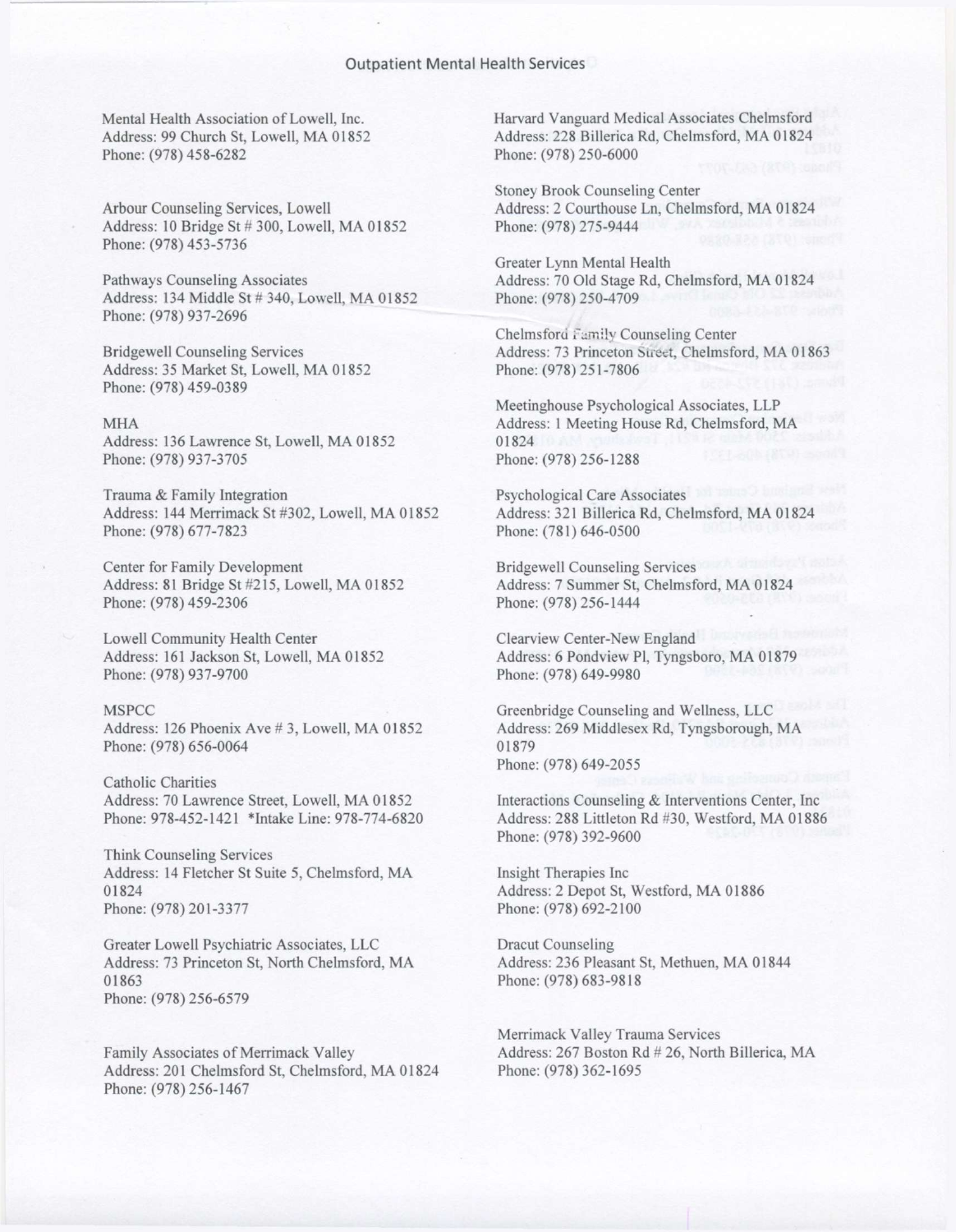## Outpatient Mental Health Services

Mental Health Association of Lowell, Inc.
Address: 99 Church St, Lowell, MA 01852
Phone: (978) 458-6282

Arbour Counseling Services, Lowell
Address: 10 Bridge St # 300, Lowell, MA 01852
Phone: (978) 453-5736

Pathways Counseling Associates
Address: 134 Middle St # 340, Lowell, MA 01852
Phone: (978) 937-2696

Bridgewell Counseling Services
Address: 35 Market St, Lowell, MA 01852
Phone: (978) 459-0389

MHA
Address: 136 Lawrence St, Lowell, MA 01852
Phone: (978) 937-3705

Trauma & Family Integration
Address: 144 Merrimack St #302, Lowell, MA 01852
Phone: (978) 677-7823

Center for Family Development
Address: 81 Bridge St #215, Lowell, MA 01852
Phone: (978) 459-2306

Lowell Community Health Center
Address: 161 Jackson St, Lowell, MA 01852
Phone: (978) 937-9700

MSPCC
Address: 126 Phoenix Ave # 3, Lowell, MA 01852
Phone: (978) 656-0064

Catholic Charities
Address: 70 Lawrence Street, Lowell, MA 01852
Phone: 978-452-1421 *Intake Line: 978-774-6820

Think Counseling Services
Address: 14 Fletcher St Suite 5, Chelmsford, MA 01824
Phone: (978) 201-3377

Greater Lowell Psychiatric Associates, LLC
Address: 73 Princeton St, North Chelmsford, MA 01863
Phone: (978) 256-6579

Family Associates of Merrimack Valley
Address: 201 Chelmsford St, Chelmsford, MA 01824
Phone: (978) 256-1467

Harvard Vanguard Medical Associates Chelmsford
Address: 228 Billerica Rd, Chelmsford, MA 01824
Phone: (978) 250-6000

Stoney Brook Counseling Center
Address: 2 Courthouse Ln, Chelmsford, MA 01824
Phone: (978) 275-9444

Greater Lynn Mental Health
Address: 70 Old Stage Rd, Chelmsford, MA 01824
Phone: (978) 250-4709

Chelmsford Family Counseling Center
Address: 73 Princeton Street, Chelmsford, MA 01863
Phone: (978) 251-7806

Meetinghouse Psychological Associates, LLP
Address: 1 Meeting House Rd, Chelmsford, MA 01824
Phone: (978) 256-1288

Psychological Care Associates
Address: 321 Billerica Rd, Chelmsford, MA 01824
Phone: (781) 646-0500

Bridgewell Counseling Services
Address: 7 Summer St, Chelmsford, MA 01824
Phone: (978) 256-1444

Clearview Center-New England
Address: 6 Pondview Pl, Tyngsboro, MA 01879
Phone: (978) 649-9980

Greenbridge Counseling and Wellness, LLC
Address: 269 Middlesex Rd, Tyngsborough, MA 01879
Phone: (978) 649-2055

Interactions Counseling & Interventions Center, Inc
Address: 288 Littleton Rd #30, Westford, MA 01886
Phone: (978) 392-9600

Insight Therapies Inc
Address: 2 Depot St, Westford, MA 01886
Phone: (978) 692-2100

Dracut Counseling
Address: 236 Pleasant St, Methuen, MA 01844
Phone: (978) 683-9818

Merrimack Valley Trauma Services
Address: 267 Boston Rd # 26, North Billerica, MA
Phone: (978) 362-1695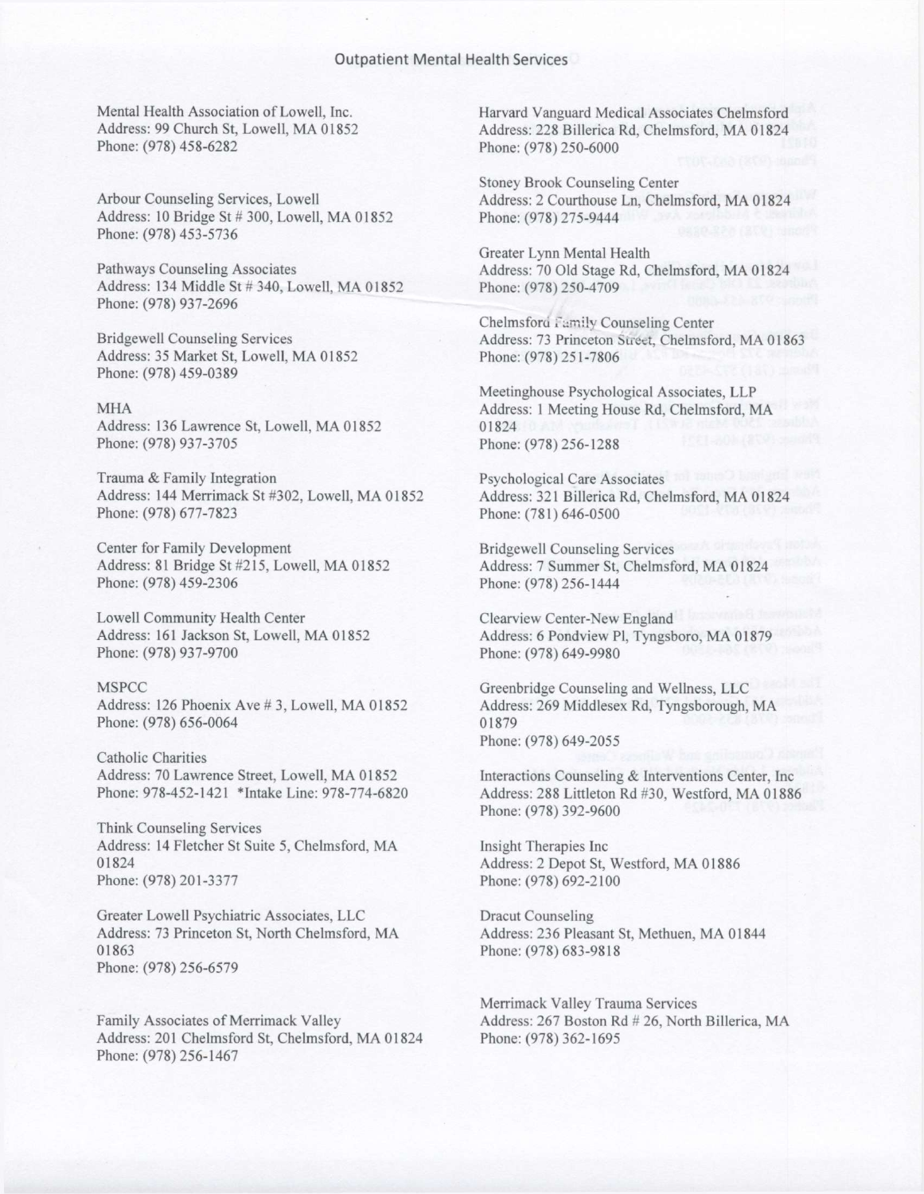## Outpatient Mental Health Services

Mental Health Association of Lowell, Inc.
Address: 99 Church St, Lowell, MA 01852
Phone: (978) 458-6282

Arbour Counseling Services, Lowell
Address: 10 Bridge St # 300, Lowell, MA 01852
Phone: (978) 453-5736

Pathways Counseling Associates
Address: 134 Middle St # 340, Lowell, MA 01852
Phone: (978) 937-2696

Bridgewell Counseling Services
Address: 35 Market St, Lowell, MA 01852
Phone: (978) 459-0389

MHA
Address: 136 Lawrence St, Lowell, MA 01852
Phone: (978) 937-3705

Trauma & Family Integration
Address: 144 Merrimack St #302, Lowell, MA 01852
Phone: (978) 677-7823

Center for Family Development
Address: 81 Bridge St #215, Lowell, MA 01852
Phone: (978) 459-2306

Lowell Community Health Center
Address: 161 Jackson St, Lowell, MA 01852
Phone: (978) 937-9700

MSPCC
Address: 126 Phoenix Ave # 3, Lowell, MA 01852
Phone: (978) 656-0064

Catholic Charities
Address: 70 Lawrence Street, Lowell, MA 01852
Phone: 978-452-1421 *Intake Line: 978-774-6820

Think Counseling Services
Address: 14 Fletcher St Suite 5, Chelmsford, MA 01824
Phone: (978) 201-3377

Greater Lowell Psychiatric Associates, LLC
Address: 73 Princeton St, North Chelmsford, MA 01863
Phone: (978) 256-6579

Family Associates of Merrimack Valley
Address: 201 Chelmsford St, Chelmsford, MA 01824
Phone: (978) 256-1467

Harvard Vanguard Medical Associates Chelmsford
Address: 228 Billerica Rd, Chelmsford, MA 01824
Phone: (978) 250-6000

Stoney Brook Counseling Center
Address: 2 Courthouse Ln, Chelmsford, MA 01824
Phone: (978) 275-9444

Greater Lynn Mental Health
Address: 70 Old Stage Rd, Chelmsford, MA 01824
Phone: (978) 250-4709

Chelmsford Family Counseling Center
Address: 73 Princeton Street, Chelmsford, MA 01863
Phone: (978) 251-7806

Meetinghouse Psychological Associates, LLP
Address: 1 Meeting House Rd, Chelmsford, MA 01824
Phone: (978) 256-1288

Psychological Care Associates
Address: 321 Billerica Rd, Chelmsford, MA 01824
Phone: (781) 646-0500

Bridgewell Counseling Services
Address: 7 Summer St, Chelmsford, MA 01824
Phone: (978) 256-1444

Clearview Center-New England
Address: 6 Pondview Pl, Tyngsboro, MA 01879
Phone: (978) 649-9980

Greenbridge Counseling and Wellness, LLC
Address: 269 Middlesex Rd, Tyngsborough, MA 01879
Phone: (978) 649-2055

Interactions Counseling & Interventions Center, Inc
Address: 288 Littleton Rd #30, Westford, MA 01886
Phone: (978) 392-9600

Insight Therapies Inc
Address: 2 Depot St, Westford, MA 01886
Phone: (978) 692-2100

Dracut Counseling
Address: 236 Pleasant St, Methuen, MA 01844
Phone: (978) 683-9818

Merrimack Valley Trauma Services
Address: 267 Boston Rd # 26, North Billerica, MA
Phone: (978) 362-1695